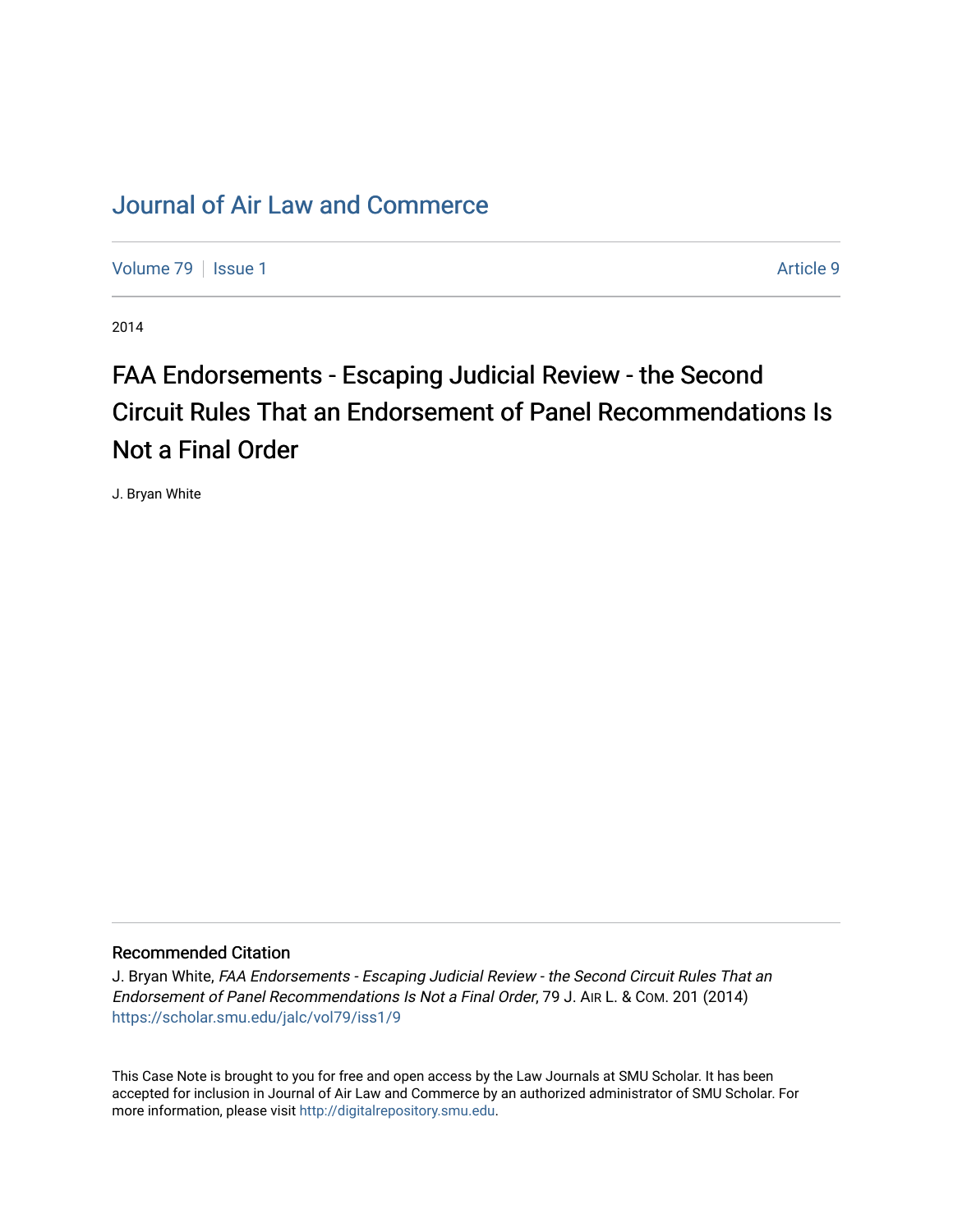# Journal of Air Law and Commerce

Volume 79 | Issue 1 | Article 9

2014

## FAA Endorsements - Escaping Judicial Review - the Second Circuit Rules That an Endorsement of Panel Recommendations Is Not a Final Order

J. Bryan White

### Recommended Citation

J. Bryan White, *FAA Endorsements - Escaping Judicial Review - the Second Circuit Rules That an Endorsement of Panel Recommendations Is Not a Final Order*, 79 J. Air L. & Com. 201 (2014)
https://scholar.smu.edu/jalc/vol79/iss1/9

This Case Note is brought to you for free and open access by the Law Journals at SMU Scholar. It has been accepted for inclusion in Journal of Air Law and Commerce by an authorized administrator of SMU Scholar. For more information, please visit http://digitalrepository.smu.edu.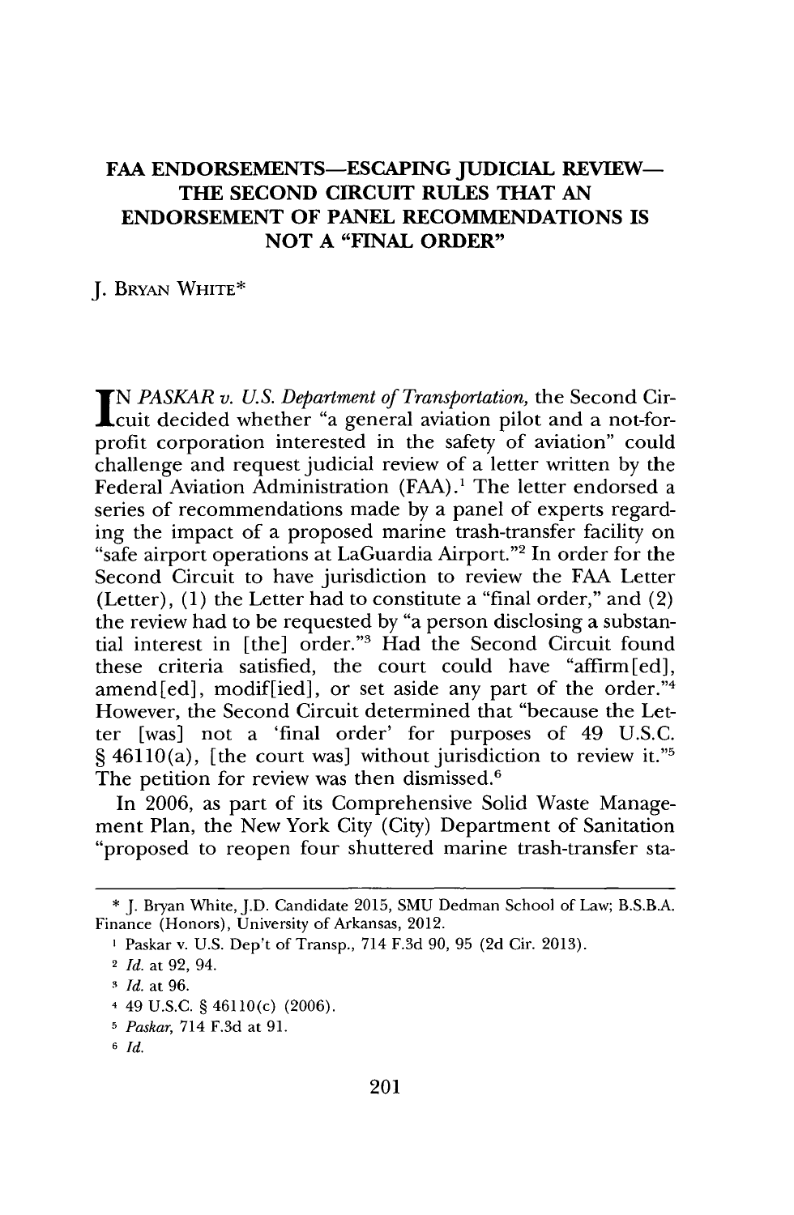# FAA ENDORSEMENTS—ESCAPING JUDICIAL REVIEW—THE SECOND CIRCUIT RULES THAT AN ENDORSEMENT OF PANEL RECOMMENDATIONS IS NOT A "FINAL ORDER"

J. Bryan White*

In *Paskar v. U.S. Department of Transportation*, the Second Circuit decided whether "a general aviation pilot and a not-for-profit corporation interested in the safety of aviation" could challenge and request judicial review of a letter written by the Federal Aviation Administration (FAA).[1] The letter endorsed a series of recommendations made by a panel of experts regarding the impact of a proposed marine trash-transfer facility on "safe airport operations at LaGuardia Airport."[2] In order for the Second Circuit to have jurisdiction to review the FAA Letter (Letter), (1) the Letter had to constitute a "final order," and (2) the review had to be requested by "a person disclosing a substantial interest in [the] order."[3] Had the Second Circuit found these criteria satisfied, the court could have "affirm[ed], amend[ed], modif[ied], or set aside any part of the order."[4] However, the Second Circuit determined that "because the Letter [was] not a 'final order' for purposes of 49 U.S.C. § 46110(a), [the court was] without jurisdiction to review it."[5] The petition for review was then dismissed.[6]

In 2006, as part of its Comprehensive Solid Waste Management Plan, the New York City (City) Department of Sanitation "proposed to reopen four shuttered marine trash-transfer sta-

---

\* J. Bryan White, J.D. Candidate 2015, SMU Dedman School of Law; B.S.B.A. Finance (Honors), University of Arkansas, 2012.

[1] Paskar v. U.S. Dep't of Transp., 714 F.3d 90, 95 (2d Cir. 2013).

[2] *Id.* at 92, 94.

[3] *Id.* at 96.

[4] 49 U.S.C. § 46110(c) (2006).

[5] *Paskar*, 714 F.3d at 91.

[6] *Id.*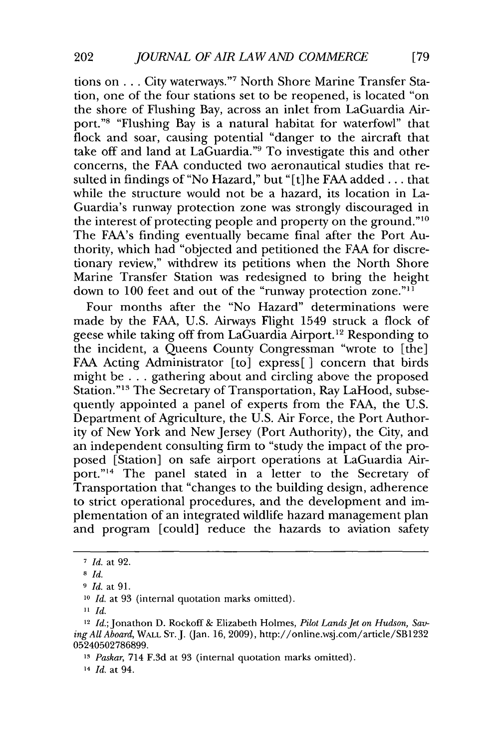tions on . . . City waterways."[7] North Shore Marine Transfer Station, one of the four stations set to be reopened, is located "on the shore of Flushing Bay, across an inlet from LaGuardia Airport."[8] "Flushing Bay is a natural habitat for waterfowl" that flock and soar, causing potential "danger to the aircraft that take off and land at LaGuardia."[9] To investigate this and other concerns, the FAA conducted two aeronautical studies that resulted in findings of "No Hazard," but "[t]he FAA added . . . that while the structure would not be a hazard, its location in LaGuardia's runway protection zone was strongly discouraged in the interest of protecting people and property on the ground."[10] The FAA's finding eventually became final after the Port Authority, which had "objected and petitioned the FAA for discretionary review," withdrew its petitions when the North Shore Marine Transfer Station was redesigned to bring the height down to 100 feet and out of the "runway protection zone."[11]

Four months after the "No Hazard" determinations were made by the FAA, U.S. Airways Flight 1549 struck a flock of geese while taking off from LaGuardia Airport.[12] Responding to the incident, a Queens County Congressman "wrote to [the] FAA Acting Administrator [to] express[ ] concern that birds might be . . . gathering about and circling above the proposed Station."[13] The Secretary of Transportation, Ray LaHood, subsequently appointed a panel of experts from the FAA, the U.S. Department of Agriculture, the U.S. Air Force, the Port Authority of New York and New Jersey (Port Authority), the City, and an independent consulting firm to "study the impact of the proposed [Station] on safe airport operations at LaGuardia Airport."[14] The panel stated in a letter to the Secretary of Transportation that "changes to the building design, adherence to strict operational procedures, and the development and implementation of an integrated wildlife hazard management plan and program [could] reduce the hazards to aviation safety

---

[7] *Id.* at 92.

[8] *Id.*

[9] *Id.* at 91.

[10] *Id.* at 93 (internal quotation marks omitted).

[11] *Id.*

[12] *Id.*; Jonathon D. Rockoff & Elizabeth Holmes, *Pilot Lands Jet on Hudson, Saving All Aboard*, WALL ST. J. (Jan. 16, 2009), http://online.wsj.com/article/SB123205240502786899.

[13] *Paskar*, 714 F.3d at 93 (internal quotation marks omitted).

[14] *Id.* at 94.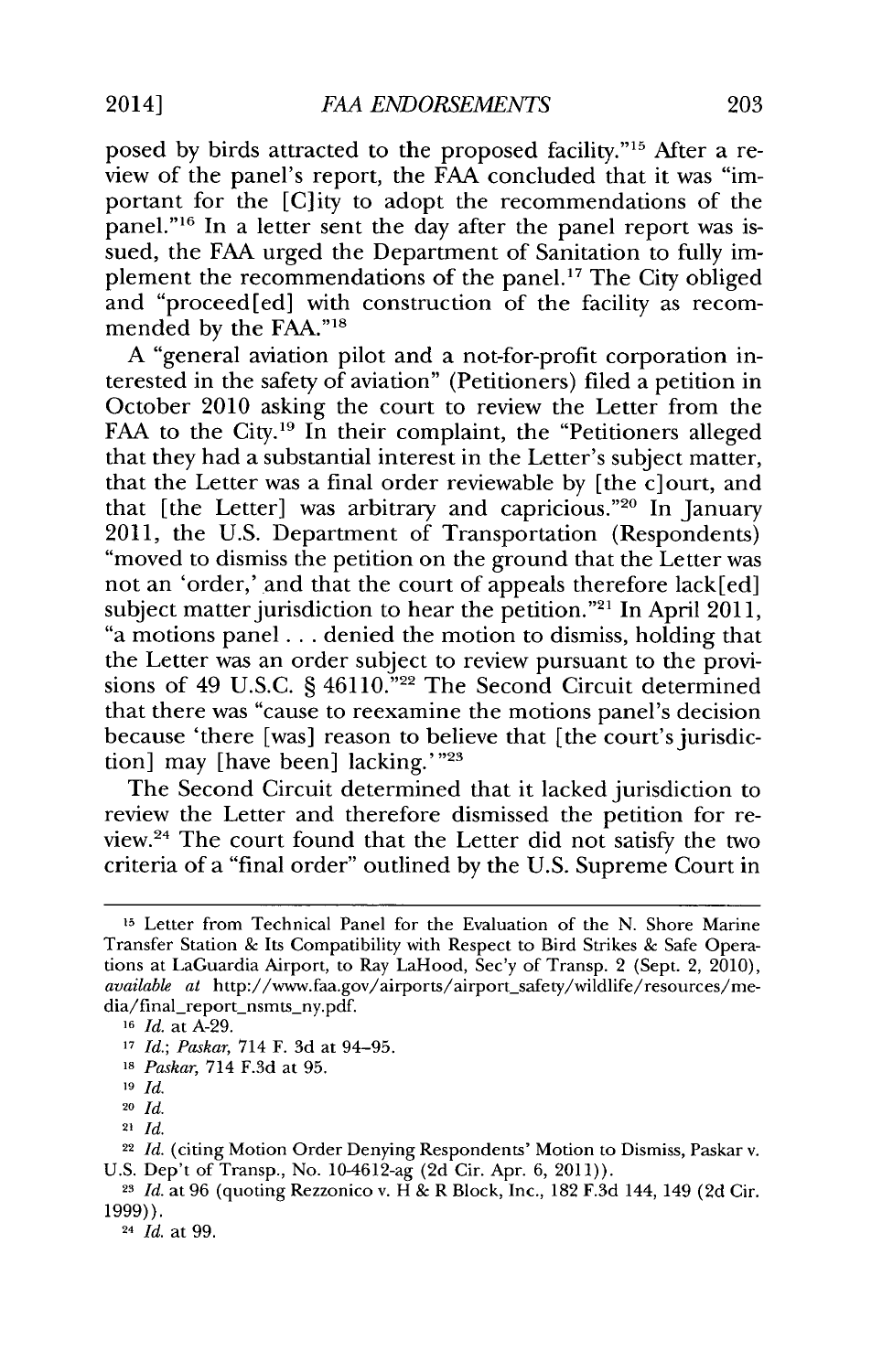posed by birds attracted to the proposed facility."[15] After a review of the panel's report, the FAA concluded that it was "important for the [C]ity to adopt the recommendations of the panel."[16] In a letter sent the day after the panel report was issued, the FAA urged the Department of Sanitation to fully implement the recommendations of the panel.[17] The City obliged and "proceed[ed] with construction of the facility as recommended by the FAA."[18]

A "general aviation pilot and a not-for-profit corporation interested in the safety of aviation" (Petitioners) filed a petition in October 2010 asking the court to review the Letter from the FAA to the City.[19] In their complaint, the "Petitioners alleged that they had a substantial interest in the Letter's subject matter, that the Letter was a final order reviewable by [the c]ourt, and that [the Letter] was arbitrary and capricious."[20] In January 2011, the U.S. Department of Transportation (Respondents) "moved to dismiss the petition on the ground that the Letter was not an 'order,' and that the court of appeals therefore lack[ed] subject matter jurisdiction to hear the petition."[21] In April 2011, "a motions panel . . . denied the motion to dismiss, holding that the Letter was an order subject to review pursuant to the provisions of 49 U.S.C. § 46110."[22] The Second Circuit determined that there was "cause to reexamine the motions panel's decision because 'there [was] reason to believe that [the court's jurisdiction] may [have been] lacking.'"[23]

The Second Circuit determined that it lacked jurisdiction to review the Letter and therefore dismissed the petition for review.[24] The court found that the Letter did not satisfy the two criteria of a "final order" outlined by the U.S. Supreme Court in

---

[15] Letter from Technical Panel for the Evaluation of the N. Shore Marine Transfer Station & Its Compatibility with Respect to Bird Strikes & Safe Operations at LaGuardia Airport, to Ray LaHood, Sec'y of Transp. 2 (Sept. 2, 2010), *available at* http://www.faa.gov/airports/airport_safety/wildlife/resources/media/final_report_nsmts_ny.pdf.

[16] *Id.* at A-29.

[17] *Id.*; *Paskar*, 714 F. 3d at 94–95.

[18] *Paskar*, 714 F.3d at 95.

[19] *Id.*

[20] *Id.*

[21] *Id.*

[22] *Id.* (citing Motion Order Denying Respondents' Motion to Dismiss, Paskar v. U.S. Dep't of Transp., No. 10-4612-ag (2d Cir. Apr. 6, 2011)).

[23] *Id.* at 96 (quoting Rezzonico v. H & R Block, Inc., 182 F.3d 144, 149 (2d Cir. 1999)).

[24] *Id.* at 99.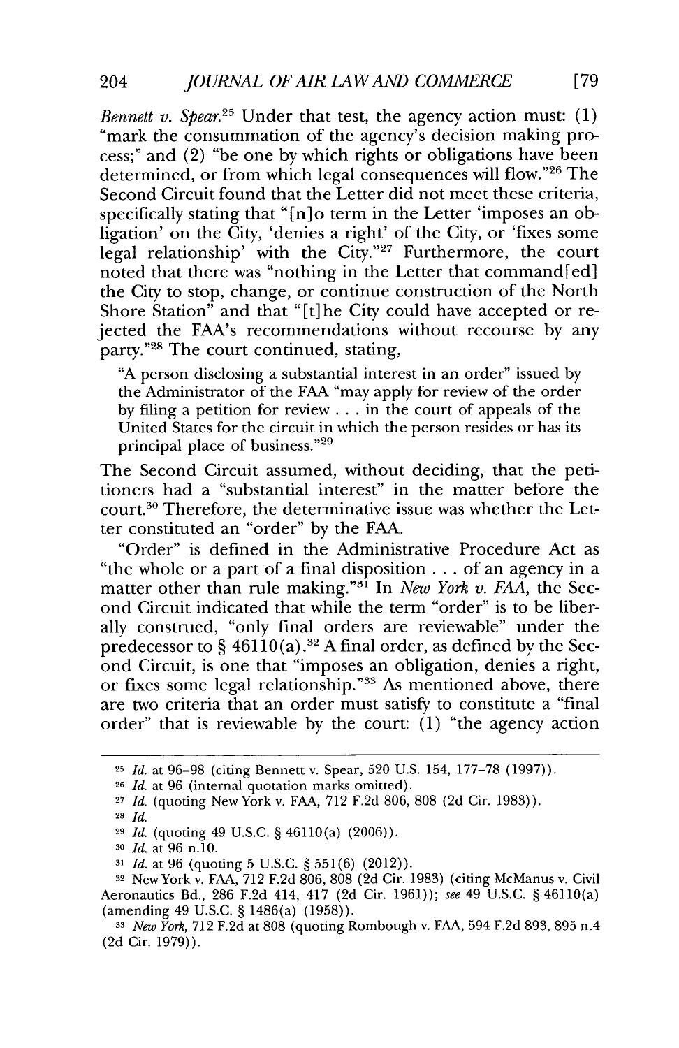*Bennett v. Spear*.[25] Under that test, the agency action must: (1) "mark the consummation of the agency's decision making process;" and (2) "be one by which rights or obligations have been determined, or from which legal consequences will flow."[26] The Second Circuit found that the Letter did not meet these criteria, specifically stating that "[n]o term in the Letter 'imposes an obligation' on the City, 'denies a right' of the City, or 'fixes some legal relationship' with the City."[27] Furthermore, the court noted that there was "nothing in the Letter that command[ed] the City to stop, change, or continue construction of the North Shore Station" and that "[t]he City could have accepted or rejected the FAA's recommendations without recourse by any party."[28] The court continued, stating,

> "A person disclosing a substantial interest in an order" issued by the Administrator of the FAA "may apply for review of the order by filing a petition for review . . . in the court of appeals of the United States for the circuit in which the person resides or has its principal place of business."[29]

The Second Circuit assumed, without deciding, that the petitioners had a "substantial interest" in the matter before the court.[30] Therefore, the determinative issue was whether the Letter constituted an "order" by the FAA.

"Order" is defined in the Administrative Procedure Act as "the whole or a part of a final disposition . . . of an agency in a matter other than rule making."[31] In *New York v. FAA*, the Second Circuit indicated that while the term "order" is to be liberally construed, "only final orders are reviewable" under the predecessor to § 46110(a).[32] A final order, as defined by the Second Circuit, is one that "imposes an obligation, denies a right, or fixes some legal relationship."[33] As mentioned above, there are two criteria that an order must satisfy to constitute a "final order" that is reviewable by the court: (1) "the agency action

---

[25] *Id.* at 96–98 (citing Bennett v. Spear, 520 U.S. 154, 177–78 (1997)).

[26] *Id.* at 96 (internal quotation marks omitted).

[27] *Id.* (quoting New York v. FAA, 712 F.2d 806, 808 (2d Cir. 1983)).

[28] *Id.*

[29] *Id.* (quoting 49 U.S.C. § 46110(a) (2006)).

[30] *Id.* at 96 n.10.

[31] *Id.* at 96 (quoting 5 U.S.C. § 551(6) (2012)).

[32] New York v. FAA, 712 F.2d 806, 808 (2d Cir. 1983) (citing McManus v. Civil Aeronautics Bd., 286 F.2d 414, 417 (2d Cir. 1961)); *see* 49 U.S.C. § 46110(a) (amending 49 U.S.C. § 1486(a) (1958)).

[33] *New York*, 712 F.2d at 808 (quoting Rombough v. FAA, 594 F.2d 893, 895 n.4 (2d Cir. 1979)).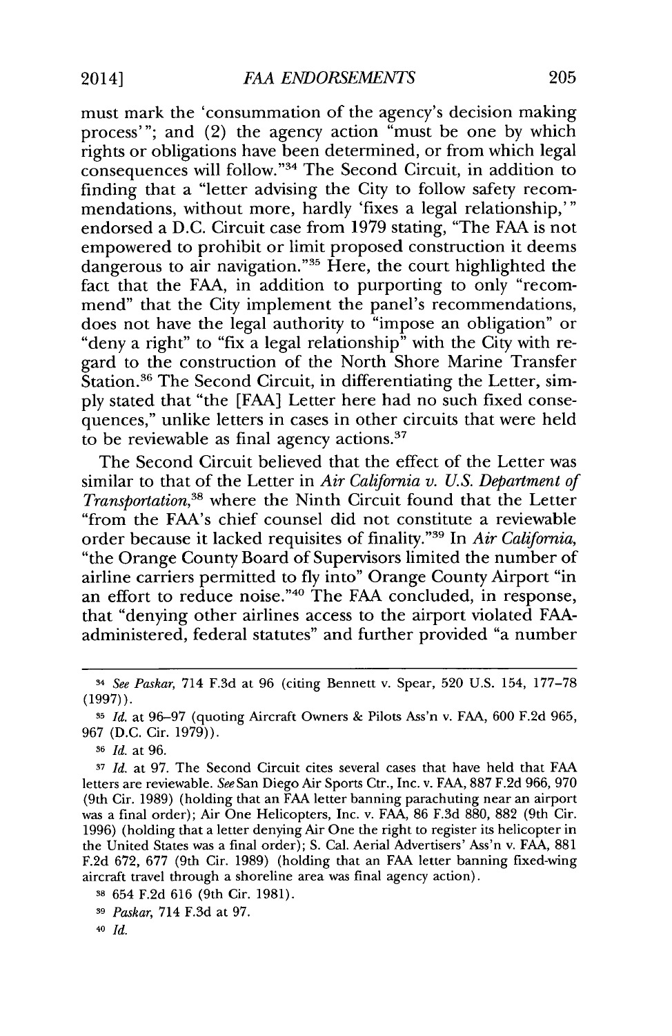must mark the 'consummation of the agency's decision making process'"; and (2) the agency action "must be one by which rights or obligations have been determined, or from which legal consequences will follow."[34] The Second Circuit, in addition to finding that a "letter advising the City to follow safety recommendations, without more, hardly 'fixes a legal relationship,'" endorsed a D.C. Circuit case from 1979 stating, "The FAA is not empowered to prohibit or limit proposed construction it deems dangerous to air navigation."[35] Here, the court highlighted the fact that the FAA, in addition to purporting to only "recommend" that the City implement the panel's recommendations, does not have the legal authority to "impose an obligation" or "deny a right" to "fix a legal relationship" with the City with regard to the construction of the North Shore Marine Transfer Station.[36] The Second Circuit, in differentiating the Letter, simply stated that "the [FAA] Letter here had no such fixed consequences," unlike letters in cases in other circuits that were held to be reviewable as final agency actions.[37]

The Second Circuit believed that the effect of the Letter was similar to that of the Letter in *Air California v. U.S. Department of Transportation*,[38] where the Ninth Circuit found that the Letter "from the FAA's chief counsel did not constitute a reviewable order because it lacked requisites of finality."[39] In *Air California*, "the Orange County Board of Supervisors limited the number of airline carriers permitted to fly into" Orange County Airport "in an effort to reduce noise."[40] The FAA concluded, in response, that "denying other airlines access to the airport violated FAA-administered, federal statutes" and further provided "a number

---

[34] *See Paskar*, 714 F.3d at 96 (citing Bennett v. Spear, 520 U.S. 154, 177–78 (1997)).

[35] *Id.* at 96–97 (quoting Aircraft Owners & Pilots Ass'n v. FAA, 600 F.2d 965, 967 (D.C. Cir. 1979)).

[36] *Id.* at 96.

[37] *Id.* at 97. The Second Circuit cites several cases that have held that FAA letters are reviewable. *See* San Diego Air Sports Ctr., Inc. v. FAA, 887 F.2d 966, 970 (9th Cir. 1989) (holding that an FAA letter banning parachuting near an airport was a final order); Air One Helicopters, Inc. v. FAA, 86 F.3d 880, 882 (9th Cir. 1996) (holding that a letter denying Air One the right to register its helicopter in the United States was a final order); S. Cal. Aerial Advertisers' Ass'n v. FAA, 881 F.2d 672, 677 (9th Cir. 1989) (holding that an FAA letter banning fixed-wing aircraft travel through a shoreline area was final agency action).

[38] 654 F.2d 616 (9th Cir. 1981).

[39] *Paskar*, 714 F.3d at 97.

[40] *Id.*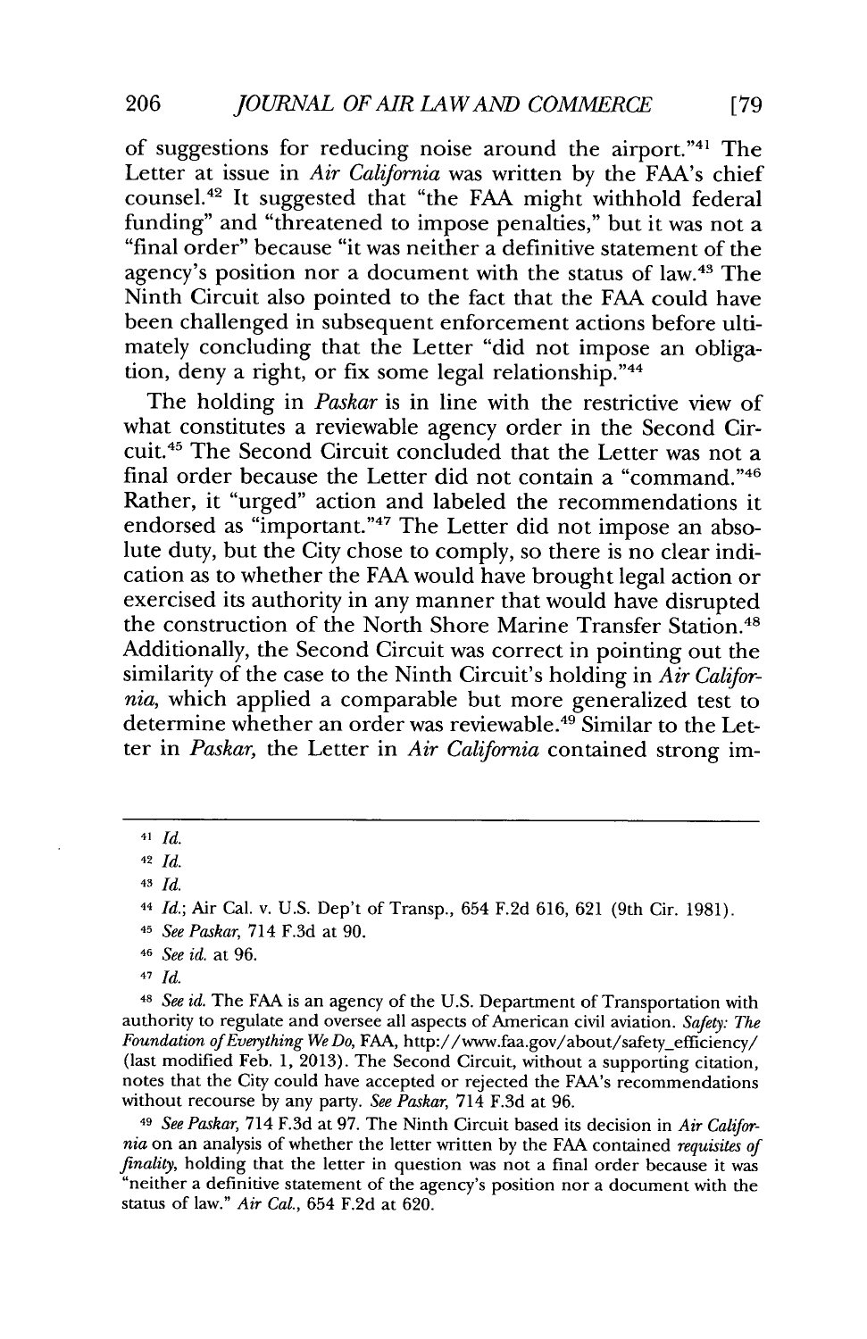of suggestions for reducing noise around the airport."[41] The Letter at issue in *Air California* was written by the FAA's chief counsel.[42] It suggested that "the FAA might withhold federal funding" and "threatened to impose penalties," but it was not a "final order" because "it was neither a definitive statement of the agency's position nor a document with the status of law.[43] The Ninth Circuit also pointed to the fact that the FAA could have been challenged in subsequent enforcement actions before ultimately concluding that the Letter "did not impose an obligation, deny a right, or fix some legal relationship."[44]

The holding in *Paskar* is in line with the restrictive view of what constitutes a reviewable agency order in the Second Circuit.[45] The Second Circuit concluded that the Letter was not a final order because the Letter did not contain a "command."[46] Rather, it "urged" action and labeled the recommendations it endorsed as "important."[47] The Letter did not impose an absolute duty, but the City chose to comply, so there is no clear indication as to whether the FAA would have brought legal action or exercised its authority in any manner that would have disrupted the construction of the North Shore Marine Transfer Station.[48] Additionally, the Second Circuit was correct in pointing out the similarity of the case to the Ninth Circuit's holding in *Air California*, which applied a comparable but more generalized test to determine whether an order was reviewable.[49] Similar to the Letter in *Paskar*, the Letter in *Air California* contained strong im-

---

[41] *Id.*

[42] *Id.*

[43] *Id.*

[44] *Id.*; Air Cal. v. U.S. Dep't of Transp., 654 F.2d 616, 621 (9th Cir. 1981).

[45] *See Paskar*, 714 F.3d at 90.

[46] *See id.* at 96.

[47] *Id.*

[48] *See id.* The FAA is an agency of the U.S. Department of Transportation with authority to regulate and oversee all aspects of American civil aviation. *Safety: The Foundation of Everything We Do*, FAA, http://www.faa.gov/about/safety_efficiency/ (last modified Feb. 1, 2013). The Second Circuit, without a supporting citation, notes that the City could have accepted or rejected the FAA's recommendations without recourse by any party. *See Paskar*, 714 F.3d at 96.

[49] *See Paskar*, 714 F.3d at 97. The Ninth Circuit based its decision in *Air California* on an analysis of whether the letter written by the FAA contained *requisites of finality*, holding that the letter in question was not a final order because it was "neither a definitive statement of the agency's position nor a document with the status of law." *Air Cal.*, 654 F.2d at 620.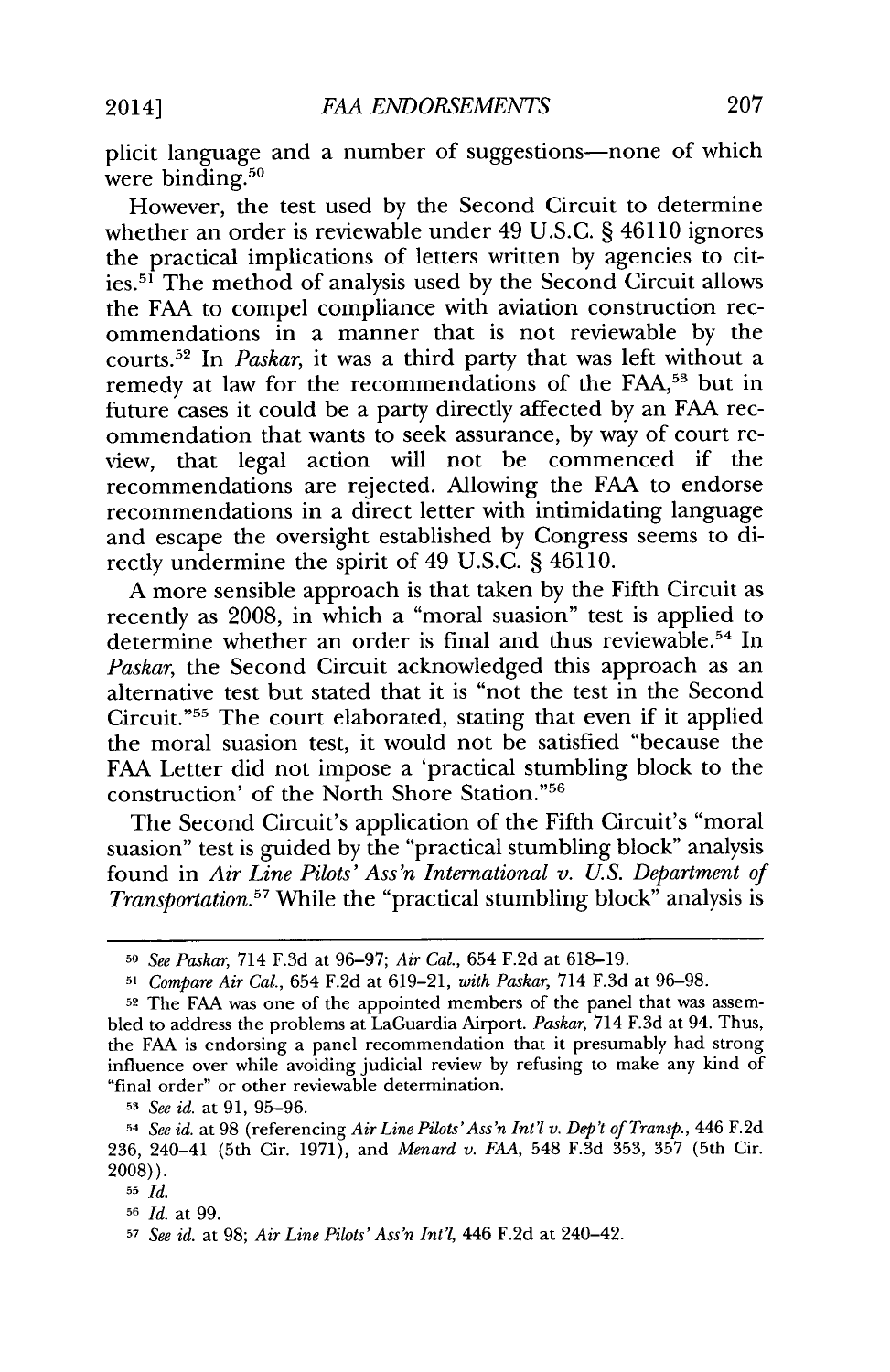plicit language and a number of suggestions—none of which were binding.[50]

However, the test used by the Second Circuit to determine whether an order is reviewable under 49 U.S.C. § 46110 ignores the practical implications of letters written by agencies to cities.[51] The method of analysis used by the Second Circuit allows the FAA to compel compliance with aviation construction recommendations in a manner that is not reviewable by the courts.[52] In *Paskar*, it was a third party that was left without a remedy at law for the recommendations of the FAA,[53] but in future cases it could be a party directly affected by an FAA recommendation that wants to seek assurance, by way of court review, that legal action will not be commenced if the recommendations are rejected. Allowing the FAA to endorse recommendations in a direct letter with intimidating language and escape the oversight established by Congress seems to directly undermine the spirit of 49 U.S.C. § 46110.

A more sensible approach is that taken by the Fifth Circuit as recently as 2008, in which a "moral suasion" test is applied to determine whether an order is final and thus reviewable.[54] In *Paskar*, the Second Circuit acknowledged this approach as an alternative test but stated that it is "not the test in the Second Circuit."[55] The court elaborated, stating that even if it applied the moral suasion test, it would not be satisfied "because the FAA Letter did not impose a 'practical stumbling block to the construction' of the North Shore Station."[56]

The Second Circuit's application of the Fifth Circuit's "moral suasion" test is guided by the "practical stumbling block" analysis found in *Air Line Pilots' Ass'n International v. U.S. Department of Transportation*.[57] While the "practical stumbling block" analysis is

---

[50] *See Paskar*, 714 F.3d at 96–97; *Air Cal.*, 654 F.2d at 618–19.

[51] *Compare Air Cal.*, 654 F.2d at 619–21, *with Paskar*, 714 F.3d at 96–98.

[52] The FAA was one of the appointed members of the panel that was assembled to address the problems at LaGuardia Airport. *Paskar*, 714 F.3d at 94. Thus, the FAA is endorsing a panel recommendation that it presumably had strong influence over while avoiding judicial review by refusing to make any kind of "final order" or other reviewable determination.

[53] *See id.* at 91, 95–96.

[54] *See id.* at 98 (referencing *Air Line Pilots' Ass'n Int'l v. Dep't of Transp.*, 446 F.2d 236, 240–41 (5th Cir. 1971), and *Menard v. FAA*, 548 F.3d 353, 357 (5th Cir. 2008)).

[55] *Id.*

[56] *Id.* at 99.

[57] *See id.* at 98; *Air Line Pilots' Ass'n Int'l*, 446 F.2d at 240–42.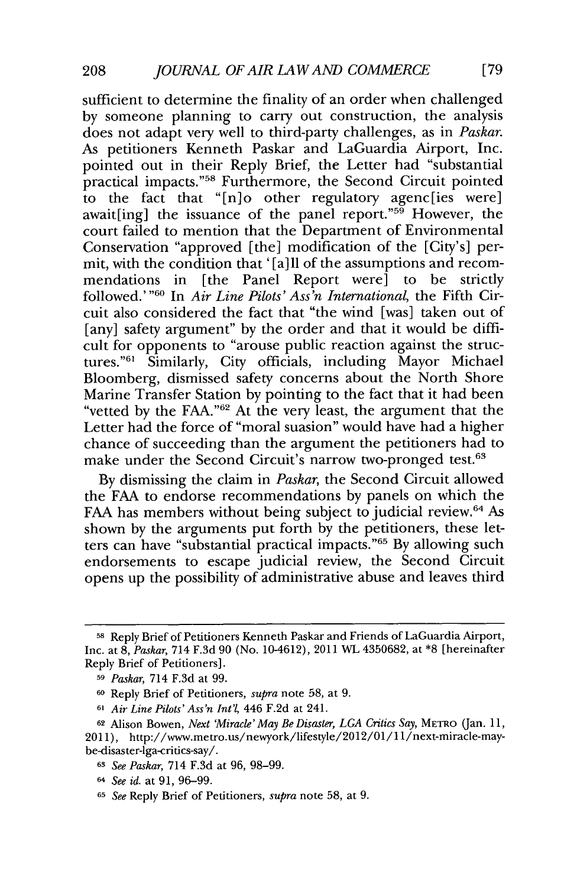sufficient to determine the finality of an order when challenged by someone planning to carry out construction, the analysis does not adapt very well to third-party challenges, as in *Paskar*. As petitioners Kenneth Paskar and LaGuardia Airport, Inc. pointed out in their Reply Brief, the Letter had "substantial practical impacts."[58] Furthermore, the Second Circuit pointed to the fact that "[n]o other regulatory agenc[ies were] await[ing] the issuance of the panel report."[59] However, the court failed to mention that the Department of Environmental Conservation "approved [the] modification of the [City's] permit, with the condition that '[a]ll of the assumptions and recommendations in [the Panel Report were] to be strictly followed.'"[60] In *Air Line Pilots' Ass'n International*, the Fifth Circuit also considered the fact that "the wind [was] taken out of [any] safety argument" by the order and that it would be difficult for opponents to "arouse public reaction against the structures."[61] Similarly, City officials, including Mayor Michael Bloomberg, dismissed safety concerns about the North Shore Marine Transfer Station by pointing to the fact that it had been "vetted by the FAA."[62] At the very least, the argument that the Letter had the force of "moral suasion" would have had a higher chance of succeeding than the argument the petitioners had to make under the Second Circuit's narrow two-pronged test.[63]

By dismissing the claim in *Paskar*, the Second Circuit allowed the FAA to endorse recommendations by panels on which the FAA has members without being subject to judicial review.[64] As shown by the arguments put forth by the petitioners, these letters can have "substantial practical impacts."[65] By allowing such endorsements to escape judicial review, the Second Circuit opens up the possibility of administrative abuse and leaves third

---

[58] Reply Brief of Petitioners Kenneth Paskar and Friends of LaGuardia Airport, Inc. at 8, *Paskar*, 714 F.3d 90 (No. 10-4612), 2011 WL 4350682, at *8 [hereinafter Reply Brief of Petitioners].

[59] *Paskar*, 714 F.3d at 99.

[60] Reply Brief of Petitioners, *supra* note 58, at 9.

[61] *Air Line Pilots' Ass'n Int'l*, 446 F.2d at 241.

[62] Alison Bowen, *Next 'Miracle' May Be Disaster, LGA Critics Say*, METRO (Jan. 11, 2011), http://www.metro.us/newyork/lifestyle/2012/01/11/next-miracle-may-be-disaster-lga-critics-say/.

[63] *See Paskar*, 714 F.3d at 96, 98–99.

[64] *See id.* at 91, 96–99.

[65] *See* Reply Brief of Petitioners, *supra* note 58, at 9.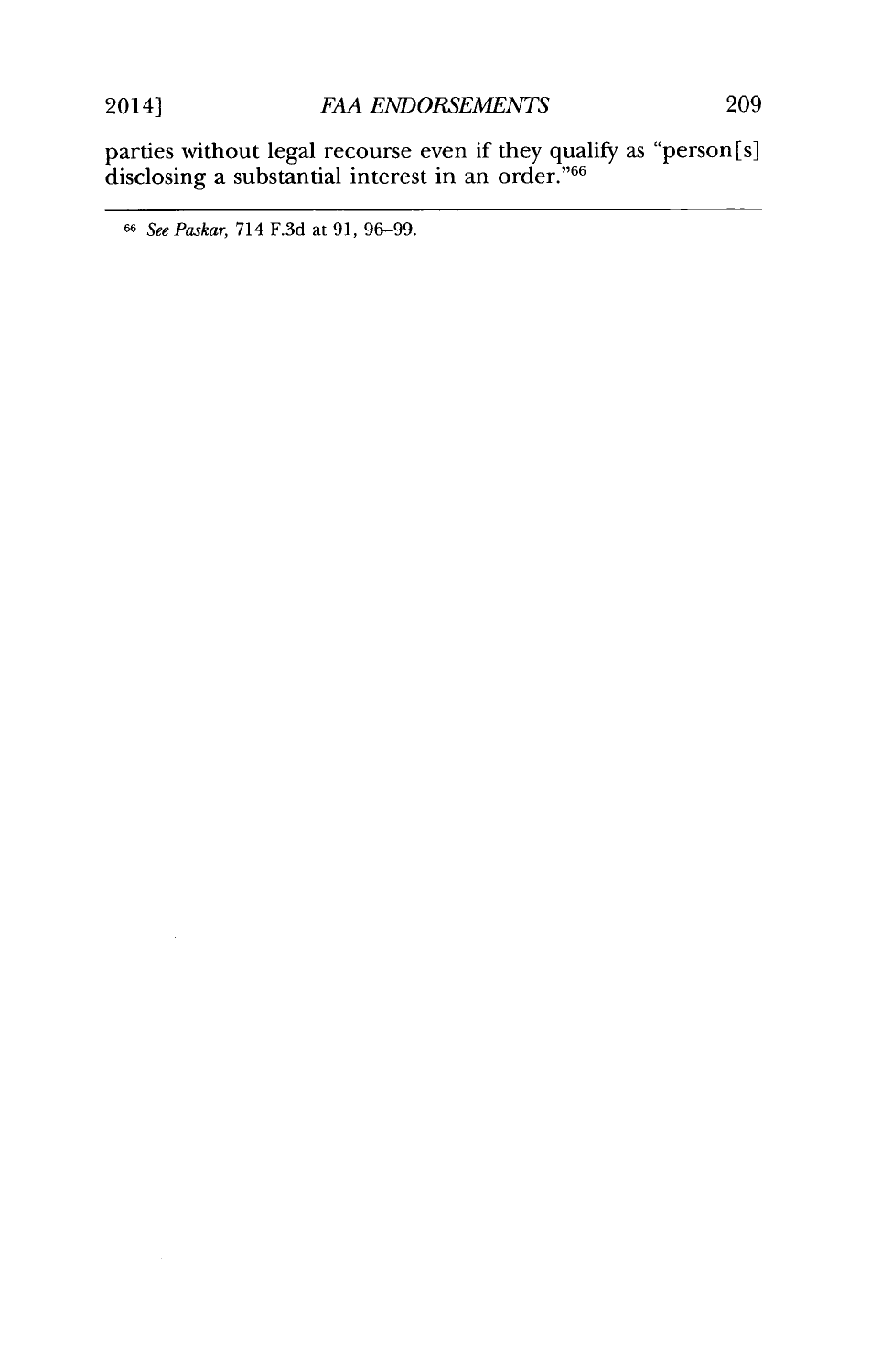parties without legal recourse even if they qualify as "person[s] disclosing a substantial interest in an order."[66]

---

[66] *See Paskar*, 714 F.3d at 91, 96–99.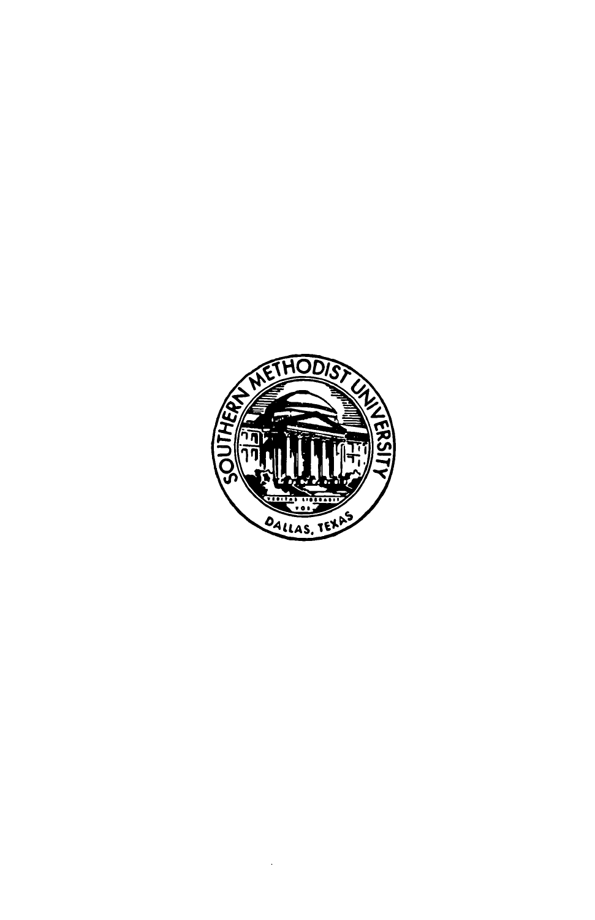SOUTHERN METHODIST UNIVERSITY

VERITAS LIBERABIT VOS

DALLAS, TEXAS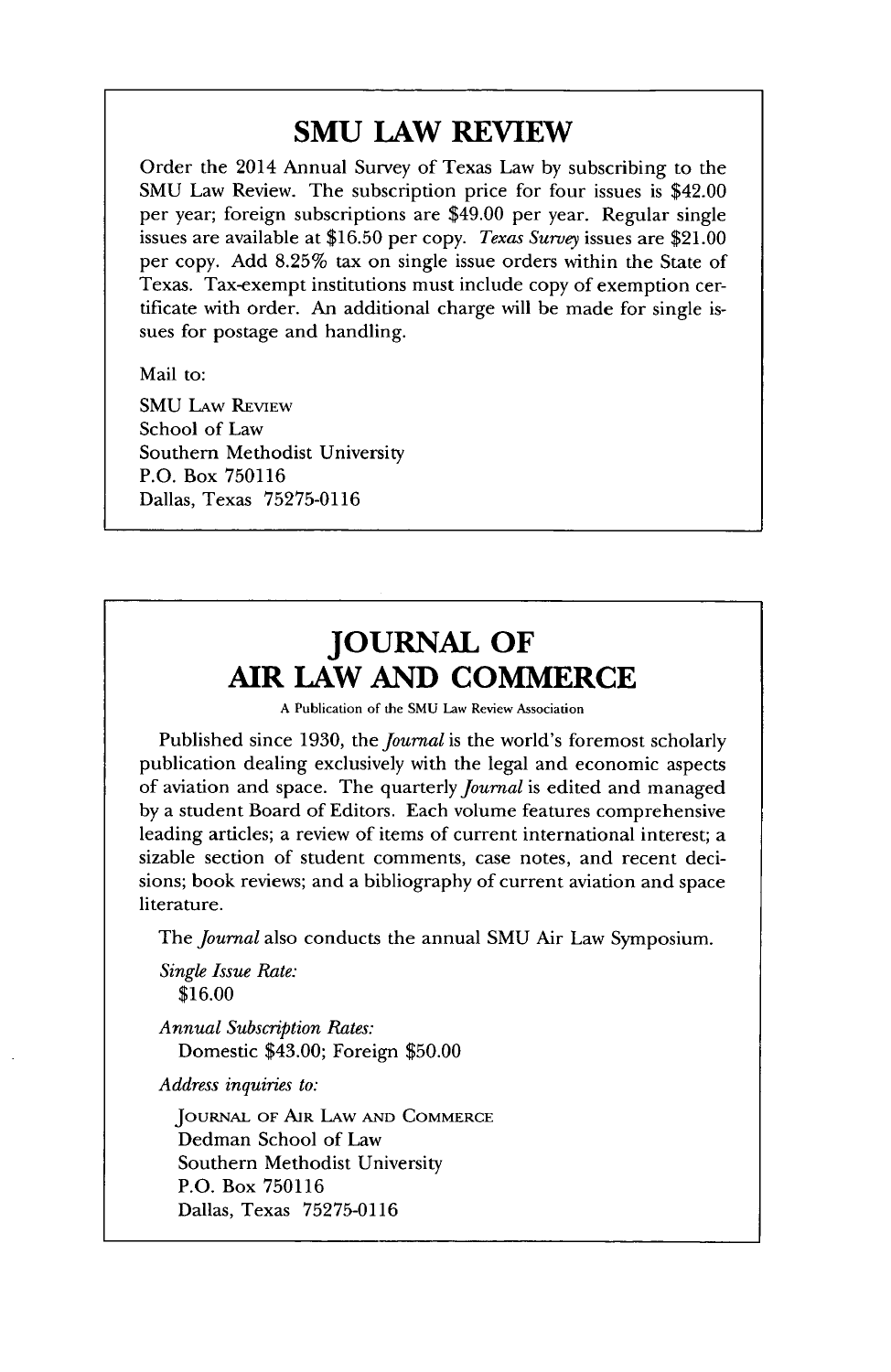## SMU LAW REVIEW

Order the 2014 Annual Survey of Texas Law by subscribing to the SMU Law Review. The subscription price for four issues is $42.00 per year; foreign subscriptions are $49.00 per year. Regular single issues are available at $16.50 per copy. *Texas Survey* issues are $21.00 per copy. Add 8.25% tax on single issue orders within the State of Texas. Tax-exempt institutions must include copy of exemption certificate with order. An additional charge will be made for single issues for postage and handling.

Mail to:

SMU LAW REVIEW
School of Law
Southern Methodist University
P.O. Box 750116
Dallas, Texas 75275-0116

## JOURNAL OF AIR LAW AND COMMERCE

A Publication of the SMU Law Review Association

Published since 1930, the *Journal* is the world's foremost scholarly publication dealing exclusively with the legal and economic aspects of aviation and space. The quarterly *Journal* is edited and managed by a student Board of Editors. Each volume features comprehensive leading articles; a review of items of current international interest; a sizable section of student comments, case notes, and recent decisions; book reviews; and a bibliography of current aviation and space literature.

The *Journal* also conducts the annual SMU Air Law Symposium.

*Single Issue Rate:*
$16.00

*Annual Subscription Rates:*
Domestic $43.00; Foreign $50.00

*Address inquiries to:*

JOURNAL OF AIR LAW AND COMMERCE
Dedman School of Law
Southern Methodist University
P.O. Box 750116
Dallas, Texas 75275-0116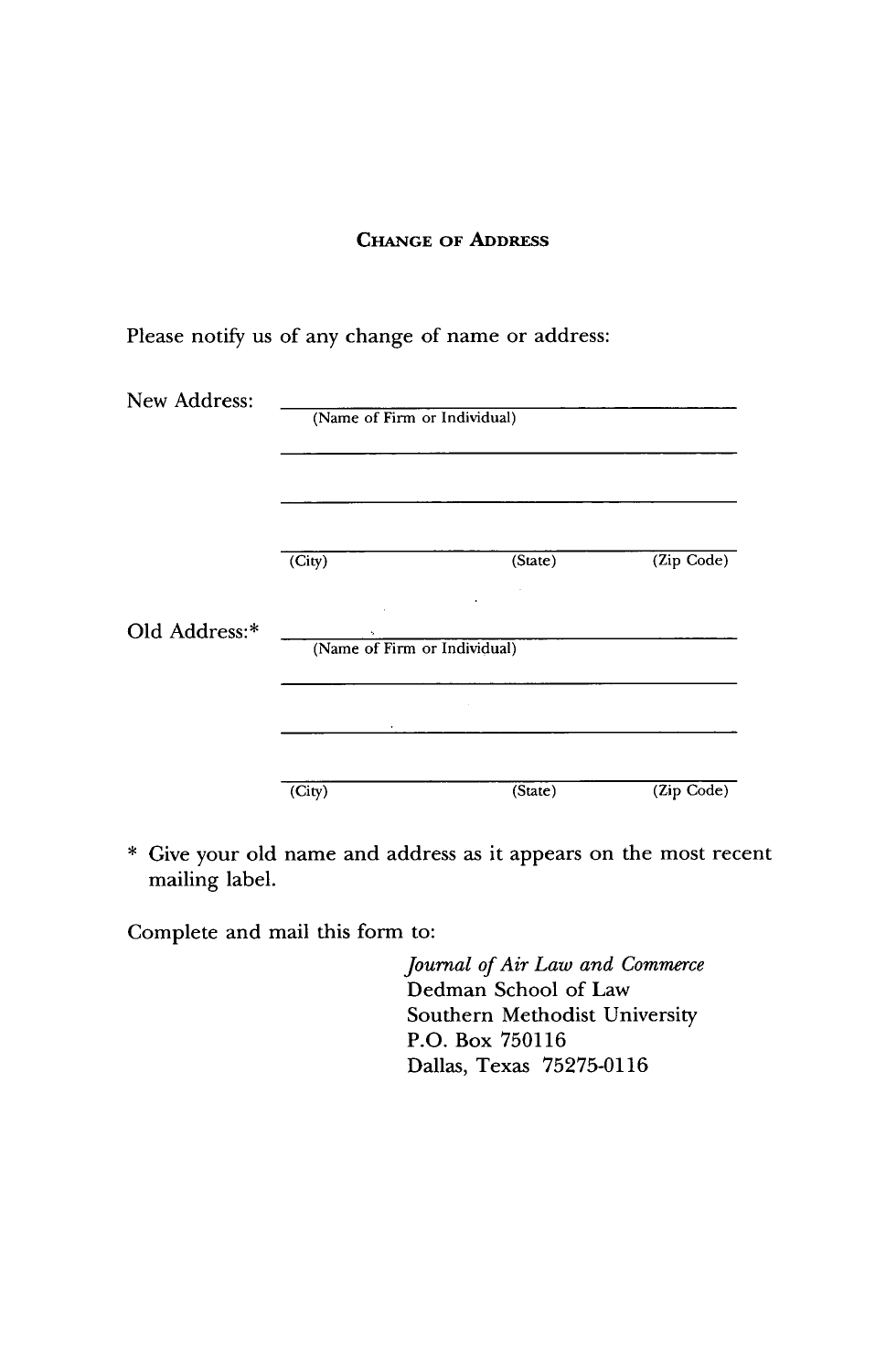## Change of Address

Please notify us of any change of name or address:

New Address: \_\_\_\_\_\_\_\_\_\_\_\_\_\_\_\_\_\_\_\_\_\_\_\_\_\_\_\_\_\_\_\_\_\_\_\_\_\_\_\_
(Name of Firm or Individual)

\_\_\_\_\_\_\_\_\_\_\_\_\_\_\_\_\_\_\_\_\_\_\_\_\_\_\_\_\_\_\_\_\_\_\_\_\_\_\_\_

\_\_\_\_\_\_\_\_\_\_\_\_\_\_\_\_\_\_\_\_\_\_\_\_\_\_\_\_\_\_\_\_\_\_\_\_\_\_\_\_

\_\_\_\_\_\_\_\_\_\_\_\_\_\_\_\_\_\_\_\_\_\_\_\_\_\_\_\_\_\_\_\_\_\_\_\_\_\_\_\_
(City) (State) (Zip Code)

Old Address:* \_\_\_\_\_\_\_\_\_\_\_\_\_\_\_\_\_\_\_\_\_\_\_\_\_\_\_\_\_\_\_\_\_\_\_\_\_\_\_\_
(Name of Firm or Individual)

\_\_\_\_\_\_\_\_\_\_\_\_\_\_\_\_\_\_\_\_\_\_\_\_\_\_\_\_\_\_\_\_\_\_\_\_\_\_\_\_

\_\_\_\_\_\_\_\_\_\_\_\_\_\_\_\_\_\_\_\_\_\_\_\_\_\_\_\_\_\_\_\_\_\_\_\_\_\_\_\_

\_\_\_\_\_\_\_\_\_\_\_\_\_\_\_\_\_\_\_\_\_\_\_\_\_\_\_\_\_\_\_\_\_\_\_\_\_\_\_\_
(City) (State) (Zip Code)

* Give your old name and address as it appears on the most recent mailing label.

Complete and mail this form to:

*Journal of Air Law and Commerce*
Dedman School of Law
Southern Methodist University
P.O. Box 750116
Dallas, Texas 75275-0116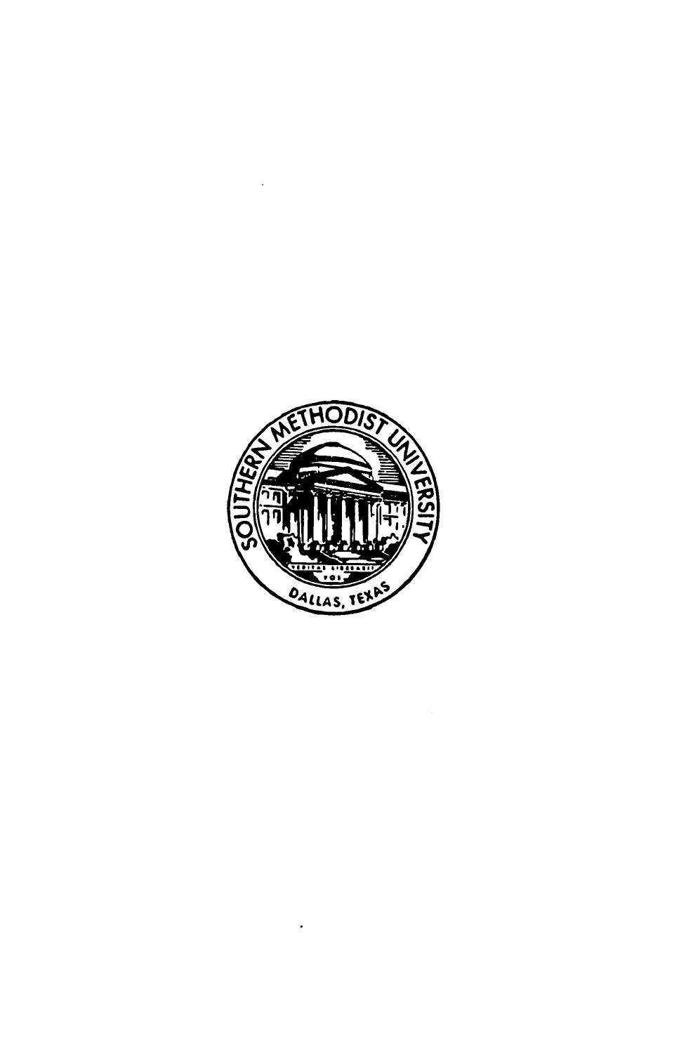SOUTHERN METHODIST UNIVERSITY

VERITAS LIBERABIT VOS

DALLAS, TEXAS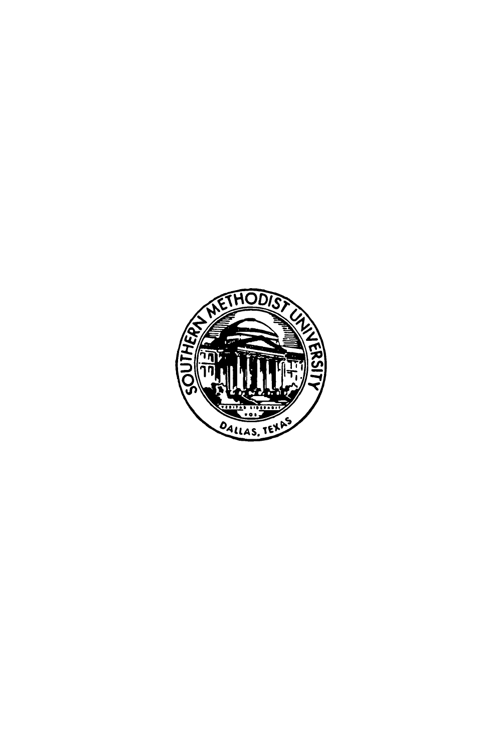SOUTHERN METHODIST UNIVERSITY

DALLAS, TEXAS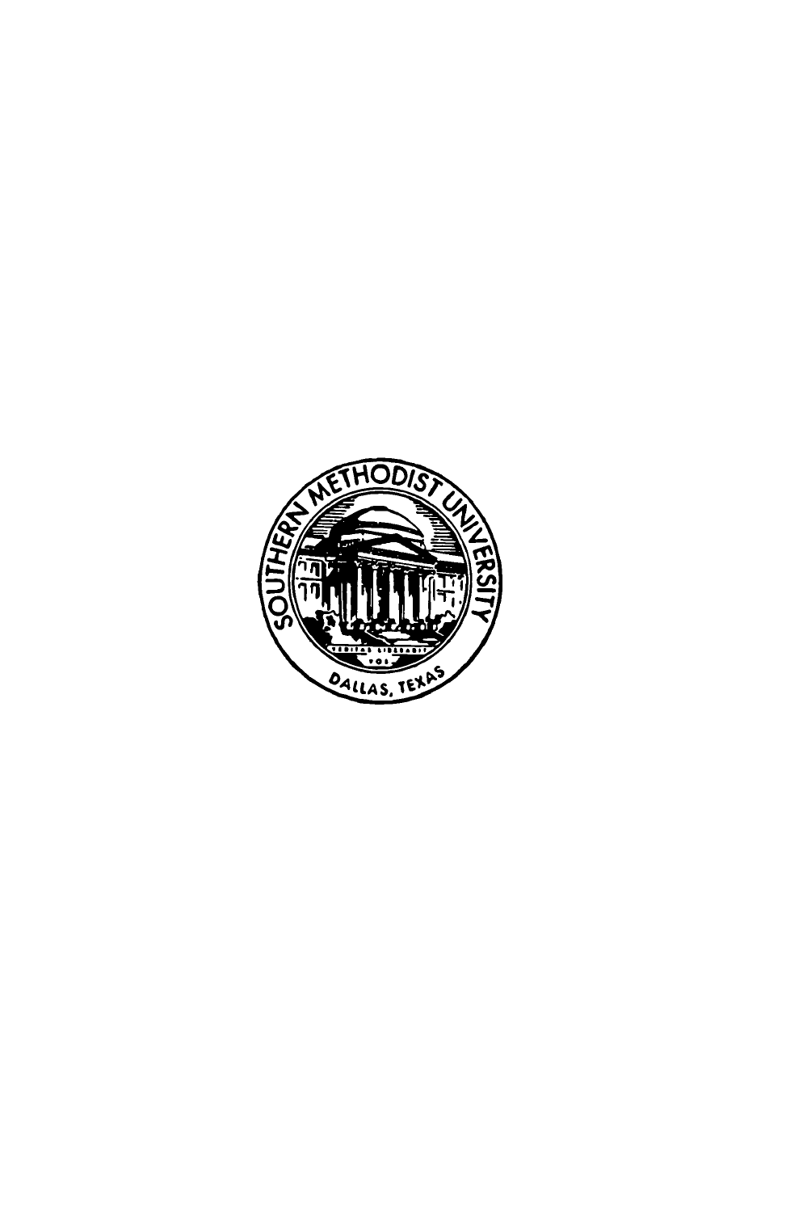SOUTHERN METHODIST UNIVERSITY

VERITAS LIBERABIT VOS

DALLAS, TEXAS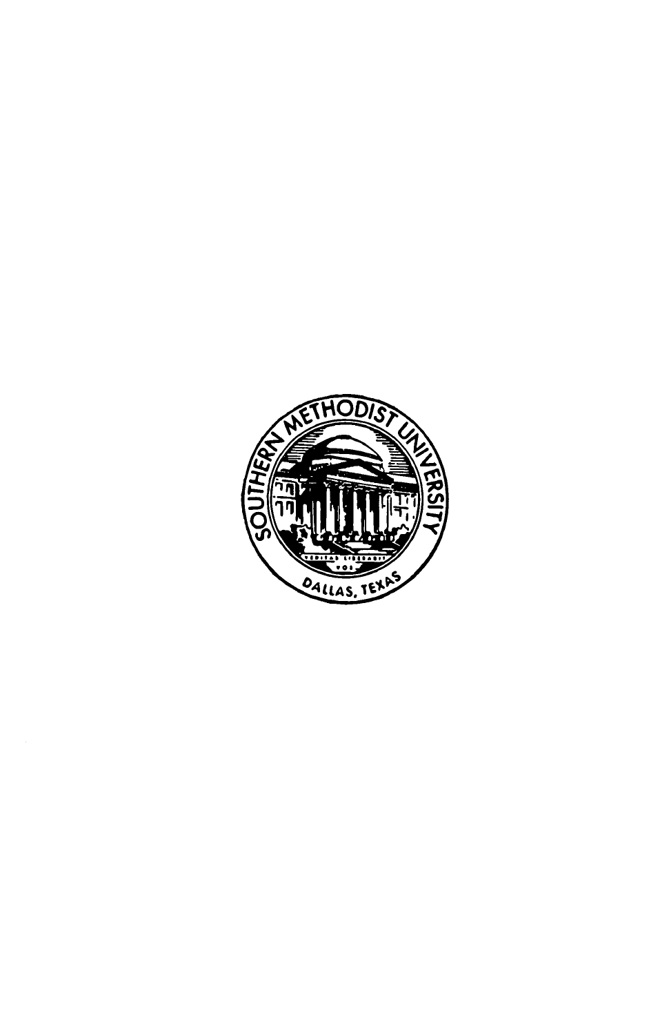SOUTHERN METHODIST UNIVERSITY

VERITAS LIBERABIT VOS

DALLAS, TEXAS